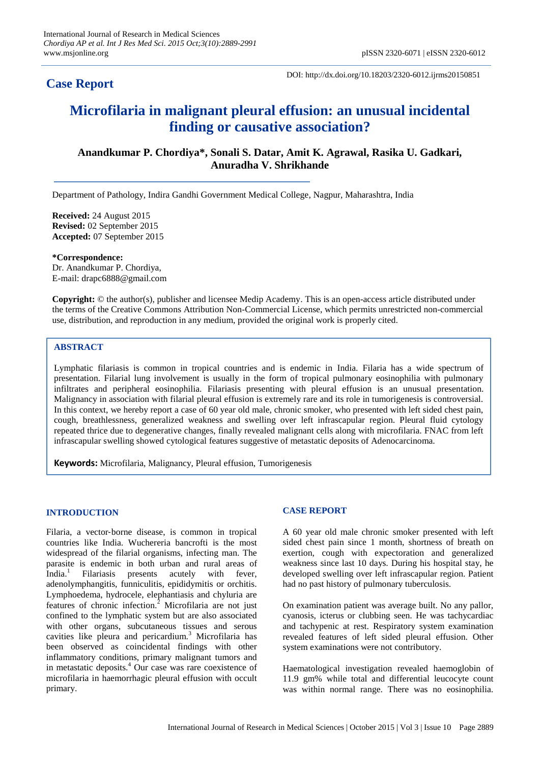**Case Report**

DOI: http://dx.doi.org/10.18203/2320-6012.ijrms20150851

# Microfilaria in malignant pleural effusion: an unusual incidental finding or causative association?

**Anandkumar P. Chordiya\*, Sonali S. Datar, Amit K. Agrawal, Rasika U. Gadkari, Anuradha V. Shrikhande**

Department of Pathology, Indira Gandhi Government Medical College, Nagpur, Maharashtra, India

**Received:** 24 August 2015
**Revised:** 02 September 2015
**Accepted:** 07 September 2015

**\*Correspondence:**
Dr. Anandkumar P. Chordiya,
E-mail: drapc6888@gmail.com

**Copyright:** © the author(s), publisher and licensee Medip Academy. This is an open-access article distributed under the terms of the Creative Commons Attribution Non-Commercial License, which permits unrestricted non-commercial use, distribution, and reproduction in any medium, provided the original work is properly cited.

## ABSTRACT

Lymphatic filariasis is common in tropical countries and is endemic in India. Filaria has a wide spectrum of presentation. Filarial lung involvement is usually in the form of tropical pulmonary eosinophilia with pulmonary infiltrates and peripheral eosinophilia. Filariasis presenting with pleural effusion is an unusual presentation. Malignancy in association with filarial pleural effusion is extremely rare and its role in tumorigenesis is controversial. In this context, we hereby report a case of 60 year old male, chronic smoker, who presented with left sided chest pain, cough, breathlessness, generalized weakness and swelling over left infrascapular region. Pleural fluid cytology repeated thrice due to degenerative changes, finally revealed malignant cells along with microfilaria. FNAC from left infrascapular swelling showed cytological features suggestive of metastatic deposits of Adenocarcinoma.

**Keywords:** Microfilaria, Malignancy, Pleural effusion, Tumorigenesis

## INTRODUCTION

Filaria, a vector-borne disease, is common in tropical countries like India. Wuchereria bancrofti is the most widespread of the filarial organisms, infecting man. The parasite is endemic in both urban and rural areas of India.[1] Filariasis presents acutely with fever, adenolymphangitis, funniculitis, epididymitis or orchitis. Lymphoedema, hydrocele, elephantiasis and chyluria are features of chronic infection.[2] Microfilaria are not just confined to the lymphatic system but are also associated with other organs, subcutaneous tissues and serous cavities like pleura and pericardium.[3] Microfilaria has been observed as coincidental findings with other inflammatory conditions, primary malignant tumors and in metastatic deposits.[4] Our case was rare coexistence of microfilaria in haemorrhagic pleural effusion with occult primary.

## CASE REPORT

A 60 year old male chronic smoker presented with left sided chest pain since 1 month, shortness of breath on exertion, cough with expectoration and generalized weakness since last 10 days. During his hospital stay, he developed swelling over left infrascapular region. Patient had no past history of pulmonary tuberculosis.

On examination patient was average built. No any pallor, cyanosis, icterus or clubbing seen. He was tachycardiac and tachypenic at rest. Respiratory system examination revealed features of left sided pleural effusion. Other system examinations were not contributory.

Haematological investigation revealed haemoglobin of 11.9 gm% while total and differential leucocyte count was within normal range. There was no eosinophilia.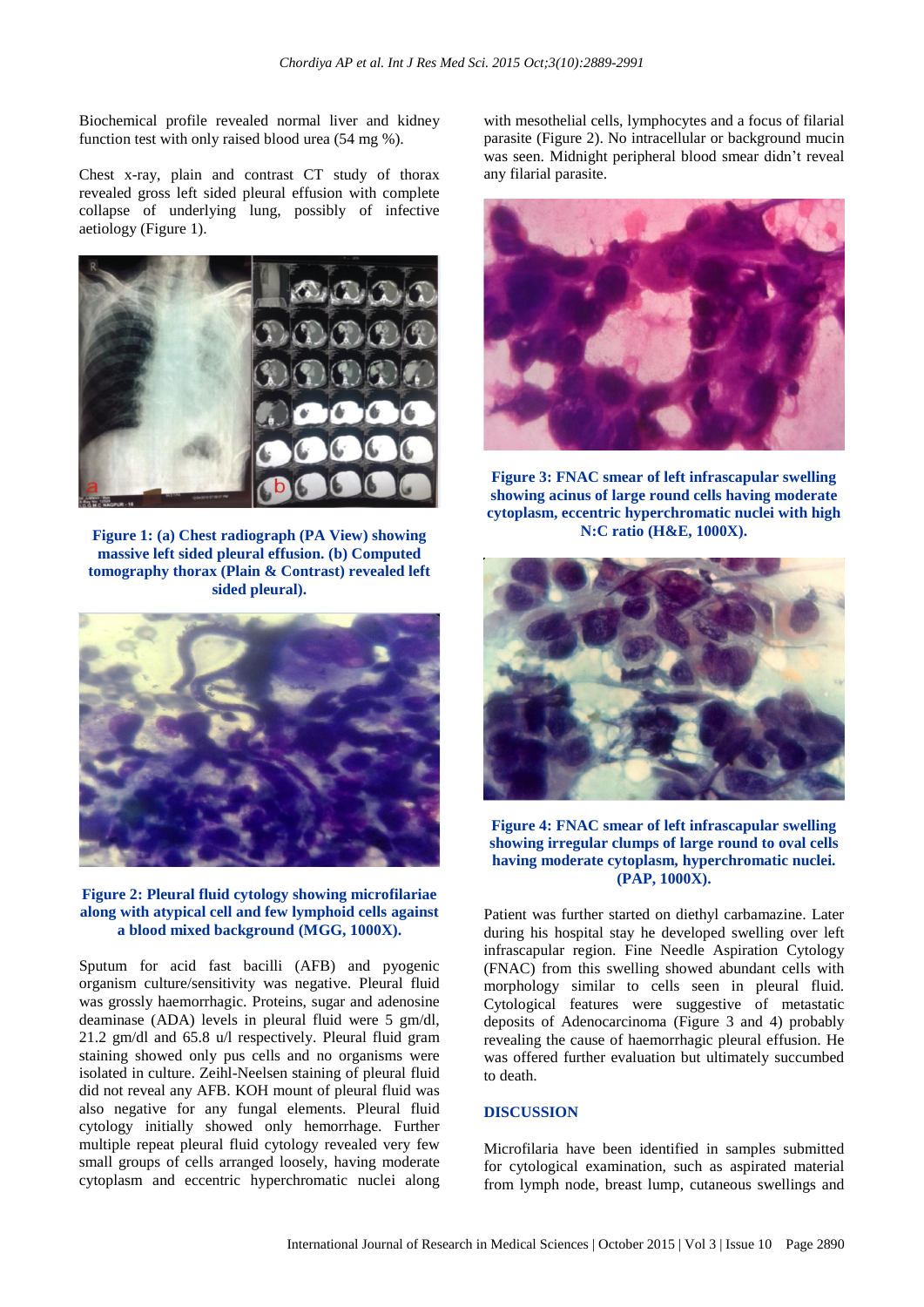Biochemical profile revealed normal liver and kidney function test with only raised blood urea (54 mg %).

Chest x-ray, plain and contrast CT study of thorax revealed gross left sided pleural effusion with complete collapse of underlying lung, possibly of infective aetiology (Figure 1).

**Figure 1: (a) Chest radiograph (PA View) showing massive left sided pleural effusion. (b) Computed tomography thorax (Plain & Contrast) revealed left sided pleural).**

**Figure 2: Pleural fluid cytology showing microfilariae along with atypical cell and few lymphoid cells against a blood mixed background (MGG, 1000X).**

Sputum for acid fast bacilli (AFB) and pyogenic organism culture/sensitivity was negative. Pleural fluid was grossly haemorrhagic. Proteins, sugar and adenosine deaminase (ADA) levels in pleural fluid were 5 gm/dl, 21.2 gm/dl and 65.8 u/l respectively. Pleural fluid gram staining showed only pus cells and no organisms were isolated in culture. Zeihl-Neelsen staining of pleural fluid did not reveal any AFB. KOH mount of pleural fluid was also negative for any fungal elements. Pleural fluid cytology initially showed only hemorrhage. Further multiple repeat pleural fluid cytology revealed very few small groups of cells arranged loosely, having moderate cytoplasm and eccentric hyperchromatic nuclei along with mesothelial cells, lymphocytes and a focus of filarial parasite (Figure 2). No intracellular or background mucin was seen. Midnight peripheral blood smear didn't reveal any filarial parasite.

**Figure 3: FNAC smear of left infrascapular swelling showing acinus of large round cells having moderate cytoplasm, eccentric hyperchromatic nuclei with high N:C ratio (H&E, 1000X).**

**Figure 4: FNAC smear of left infrascapular swelling showing irregular clumps of large round to oval cells having moderate cytoplasm, hyperchromatic nuclei. (PAP, 1000X).**

Patient was further started on diethyl carbamazine. Later during his hospital stay he developed swelling over left infrascapular region. Fine Needle Aspiration Cytology (FNAC) from this swelling showed abundant cells with morphology similar to cells seen in pleural fluid. Cytological features were suggestive of metastatic deposits of Adenocarcinoma (Figure 3 and 4) probably revealing the cause of haemorrhagic pleural effusion. He was offered further evaluation but ultimately succumbed to death.

## DISCUSSION

Microfilaria have been identified in samples submitted for cytological examination, such as aspirated material from lymph node, breast lump, cutaneous swellings and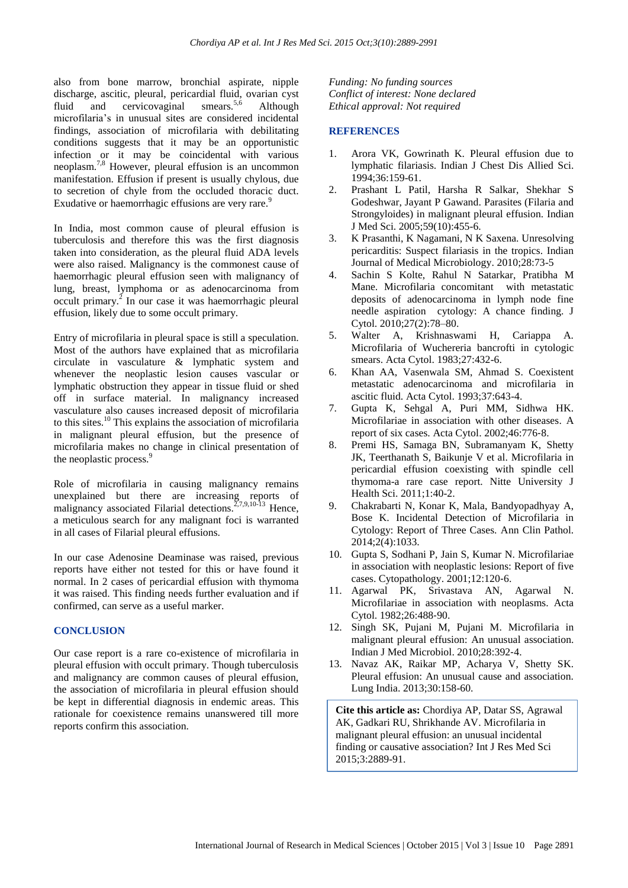also from bone marrow, bronchial aspirate, nipple discharge, ascitic, pleural, pericardial fluid, ovarian cyst fluid and cervicovaginal smears.[5,6] Although microfilaria's in unusual sites are considered incidental findings, association of microfilaria with debilitating conditions suggests that it may be an opportunistic infection or it may be coincidental with various neoplasm.[7,8] However, pleural effusion is an uncommon manifestation. Effusion if present is usually chylous, due to secretion of chyle from the occluded thoracic duct. Exudative or haemorrhagic effusions are very rare.[9]

In India, most common cause of pleural effusion is tuberculosis and therefore this was the first diagnosis taken into consideration, as the pleural fluid ADA levels were also raised. Malignancy is the commonest cause of haemorrhagic pleural effusion seen with malignancy of lung, breast, lymphoma or as adenocarcinoma from occult primary.[2] In our case it was haemorrhagic pleural effusion, likely due to some occult primary.

Entry of microfilaria in pleural space is still a speculation. Most of the authors have explained that as microfilaria circulate in vasculature & lymphatic system and whenever the neoplastic lesion causes vascular or lymphatic obstruction they appear in tissue fluid or shed off in surface material. In malignancy increased vasculature also causes increased deposit of microfilaria to this sites.[10] This explains the association of microfilaria in malignant pleural effusion, but the presence of microfilaria makes no change in clinical presentation of the neoplastic process.[9]

Role of microfilaria in causing malignancy remains unexplained but there are increasing reports of malignancy associated Filarial detections.[2,7,9,10-13] Hence, a meticulous search for any malignant foci is warranted in all cases of Filarial pleural effusions.

In our case Adenosine Deaminase was raised, previous reports have either not tested for this or have found it normal. In 2 cases of pericardial effusion with thymoma it was raised. This finding needs further evaluation and if confirmed, can serve as a useful marker.

## CONCLUSION

Our case report is a rare co-existence of microfilaria in pleural effusion with occult primary. Though tuberculosis and malignancy are common causes of pleural effusion, the association of microfilaria in pleural effusion should be kept in differential diagnosis in endemic areas. This rationale for coexistence remains unanswered till more reports confirm this association.

*Funding: No funding sources*
*Conflict of interest: None declared*
*Ethical approval: Not required*

## REFERENCES

1. Arora VK, Gowrinath K. Pleural effusion due to lymphatic filariasis. Indian J Chest Dis Allied Sci. 1994;36:159-61.
2. Prashant L Patil, Harsha R Salkar, Shekhar S Godeshwar, Jayant P Gawand. Parasites (Filaria and Strongyloides) in malignant pleural effusion. Indian J Med Sci. 2005;59(10):455-6.
3. K Prasanthi, K Nagamani, N K Saxena. Unresolving pericarditis: Suspect filariasis in the tropics. Indian Journal of Medical Microbiology. 2010;28:73-5
4. Sachin S Kolte, Rahul N Satarkar, Pratibha M Mane. Microfilaria concomitant with metastatic deposits of adenocarcinoma in lymph node fine needle aspiration cytology: A chance finding. J Cytol. 2010;27(2):78–80.
5. Walter A, Krishnaswami H, Cariappa A. Microfilaria of Wuchereria bancrofti in cytologic smears. Acta Cytol. 1983;27:432-6.
6. Khan AA, Vasenwala SM, Ahmad S. Coexistent metastatic adenocarcinoma and microfilaria in ascitic fluid. Acta Cytol. 1993;37:643-4.
7. Gupta K, Sehgal A, Puri MM, Sidhwa HK. Microfilariae in association with other diseases. A report of six cases. Acta Cytol. 2002;46:776-8.
8. Premi HS, Samaga BN, Subramanyam K, Shetty JK, Teerthanath S, Baikunje V et al. Microfilaria in pericardial effusion coexisting with spindle cell thymoma-a rare case report. Nitte University J Health Sci. 2011;1:40-2.
9. Chakrabarti N, Konar K, Mala, Bandyopadhyay A, Bose K. Incidental Detection of Microfilaria in Cytology: Report of Three Cases. Ann Clin Pathol. 2014;2(4):1033.
10. Gupta S, Sodhani P, Jain S, Kumar N. Microfilariae in association with neoplastic lesions: Report of five cases. Cytopathology. 2001;12:120-6.
11. Agarwal PK, Srivastava AN, Agarwal N. Microfilariae in association with neoplasms. Acta Cytol. 1982;26:488-90.
12. Singh SK, Pujani M, Pujani M. Microfilaria in malignant pleural effusion: An unusual association. Indian J Med Microbiol. 2010;28:392-4.
13. Navaz AK, Raikar MP, Acharya V, Shetty SK. Pleural effusion: An unusual cause and association. Lung India. 2013;30:158-60.

**Cite this article as:** Chordiya AP, Datar SS, Agrawal AK, Gadkari RU, Shrikhande AV. Microfilaria in malignant pleural effusion: an unusual incidental finding or causative association? Int J Res Med Sci 2015;3:2889-91.